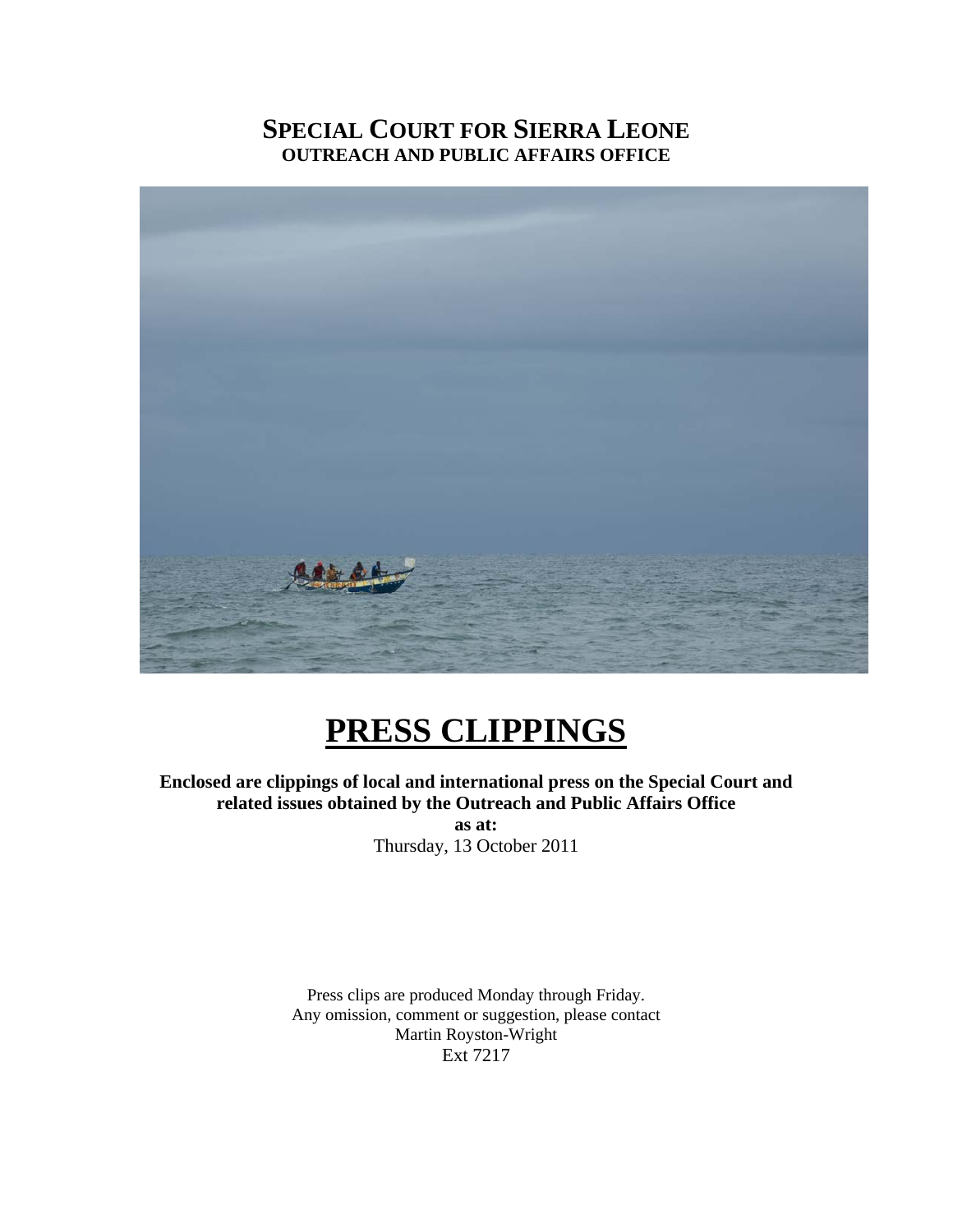# SPECIAL COURT FOR SIERRA LEONE

**OUTREACH AND PUBLIC AFFAIRS OFFICE**

# PRESS CLIPPINGS

**Enclosed are clippings of local and international press on the Special Court and related issues obtained by the Outreach and Public Affairs Office**

**as at:**

Thursday, 13 October 2011

Press clips are produced Monday through Friday.
Any omission, comment or suggestion, please contact
Martin Royston-Wright
Ext 7217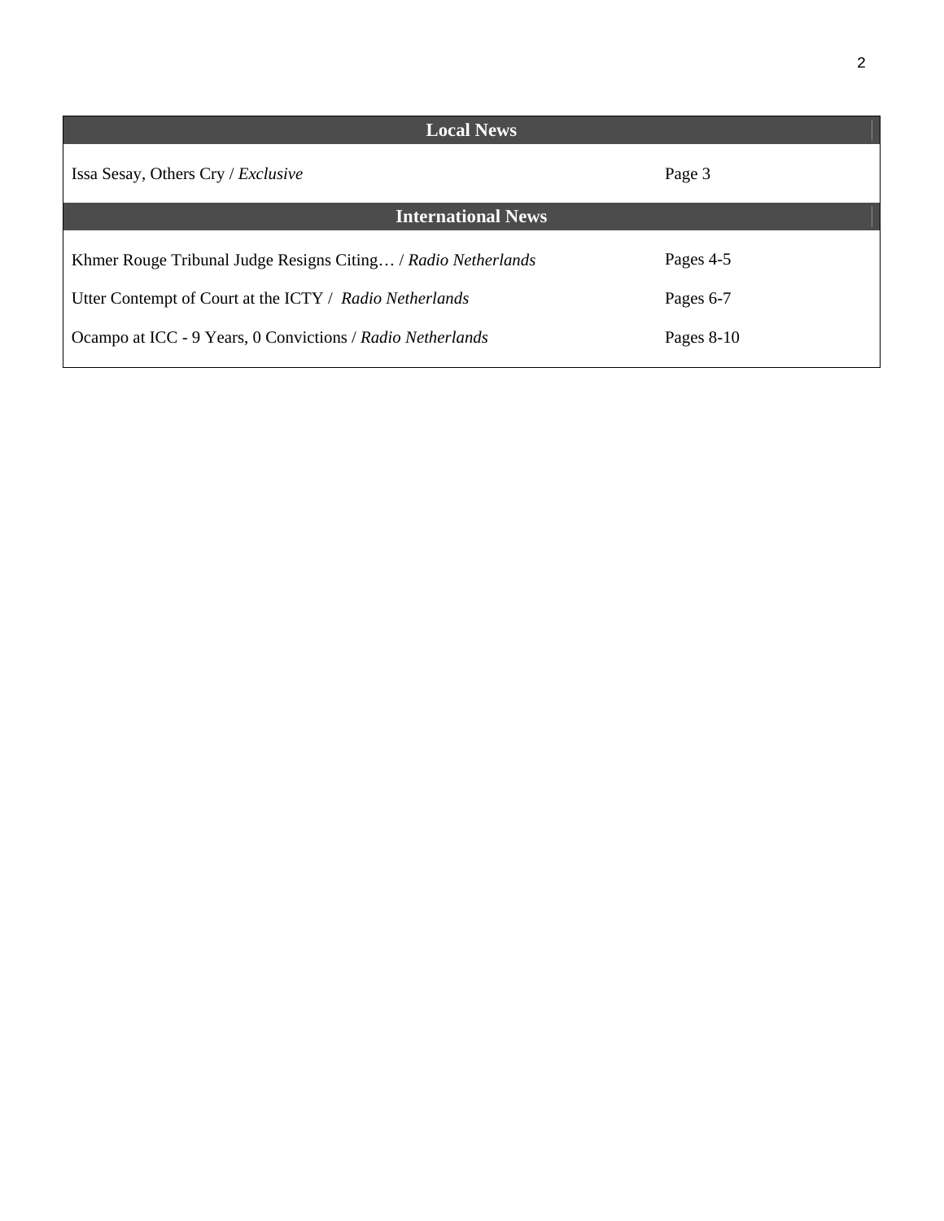| Local News | |
|---|---|
| Issa Sesay, Others Cry / *Exclusive* | Page 3 |
| **International News** | |
| Khmer Rouge Tribunal Judge Resigns Citing… / *Radio Netherlands* | Pages 4-5 |
| Utter Contempt of Court at the ICTY / *Radio Netherlands* | Pages 6-7 |
| Ocampo at ICC - 9 Years, 0 Convictions / *Radio Netherlands* | Pages 8-10 |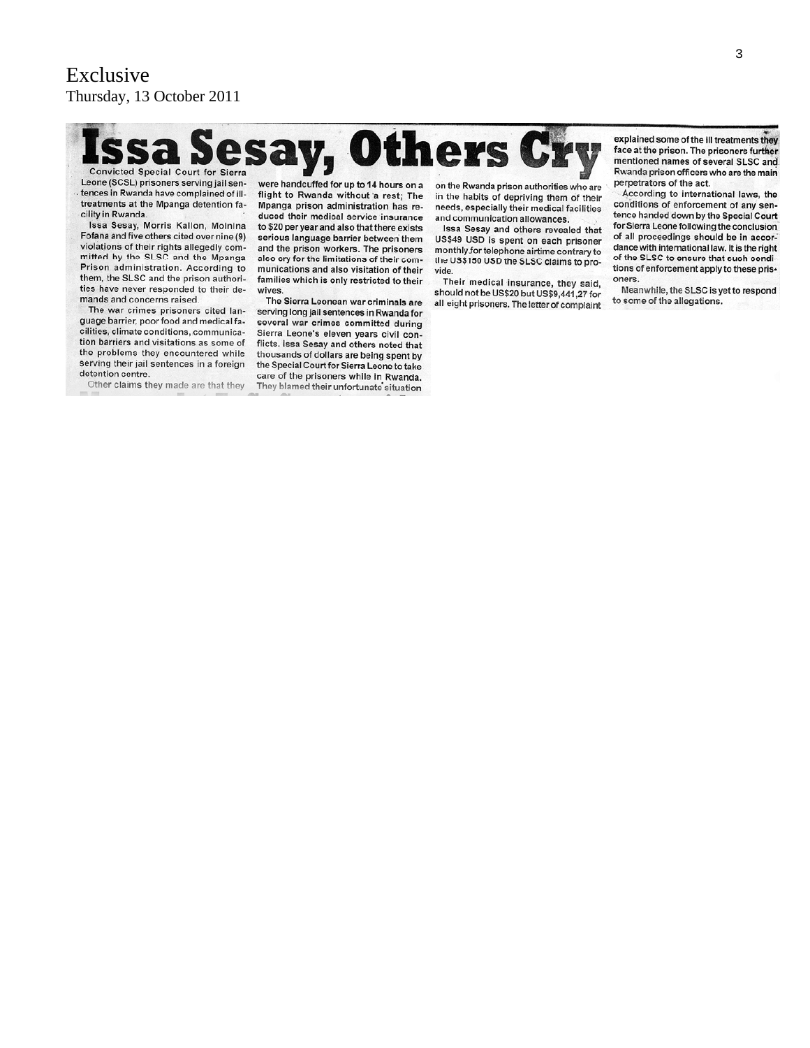Exclusive
Thursday, 13 October 2011

# Issa Sesay, Others Cry

Convicted Special Court for Sierra Leone (SCSL) prisoners serving jail sentences in Rwanda have complained of ill-treatments at the Mpanga detention facility in Rwanda.

Issa Sesay, Morris Kallon, Moinina Fofana and five others cited over nine (9) violations of their rights allegedly committed by the SLSC and the Mpanga Prison administration. According to them, the SLSC and the prison authorities have never responded to their demands and concerns raised.

The war crimes prisoners cited language barrier, poor food and medical facilities, climate conditions, communication barriers and visitations as some of the problems they encountered while serving their jail sentences in a foreign detention centre.

Other claims they made are that they were handcuffed for up to 14 hours on a flight to Rwanda without a rest; The Mpanga prison administration has reduced their medical service insurance to $20 per year and also that there exists serious language barrier between them and the prison workers. The prisoners also cry for the limitations of their communications and also visitation of their families which is only restricted to their wives.

The Sierra Leonean war criminals are serving long jail sentences in Rwanda for several war crimes committed during Sierra Leone's eleven years civil conflicts. Issa Sesay and others noted that thousands of dollars are being spent by the Special Court for Sierra Leone to take care of the prisoners while in Rwanda. They blamed their unfortunate situation on the Rwanda prison authorities who are in the habits of depriving them of their needs, especially their medical facilities and communication allowances.

Issa Sesay and others revealed that US$49 USD is spent on each prisoner monthly for telephone airtime contrary to the US$150 USD the SLSC claims to provide.

Their medical insurance, they said, should not be US$20 but US$9,441,27 for all eight prisoners. The letter of complaint explained some of the ill treatments they face at the prison. The prisoners further mentioned names of several SLSC and Rwanda prison officers who are the main perpetrators of the act.

According to international laws, the conditions of enforcement of any sentence handed down by the Special Court for Sierra Leone following the conclusion of all proceedings should be in accordance with international law. It is the right of the SLSC to ensure that such conditions of enforcement apply to these prisoners.

Meanwhile, the SLSC is yet to respond to some of the allegations.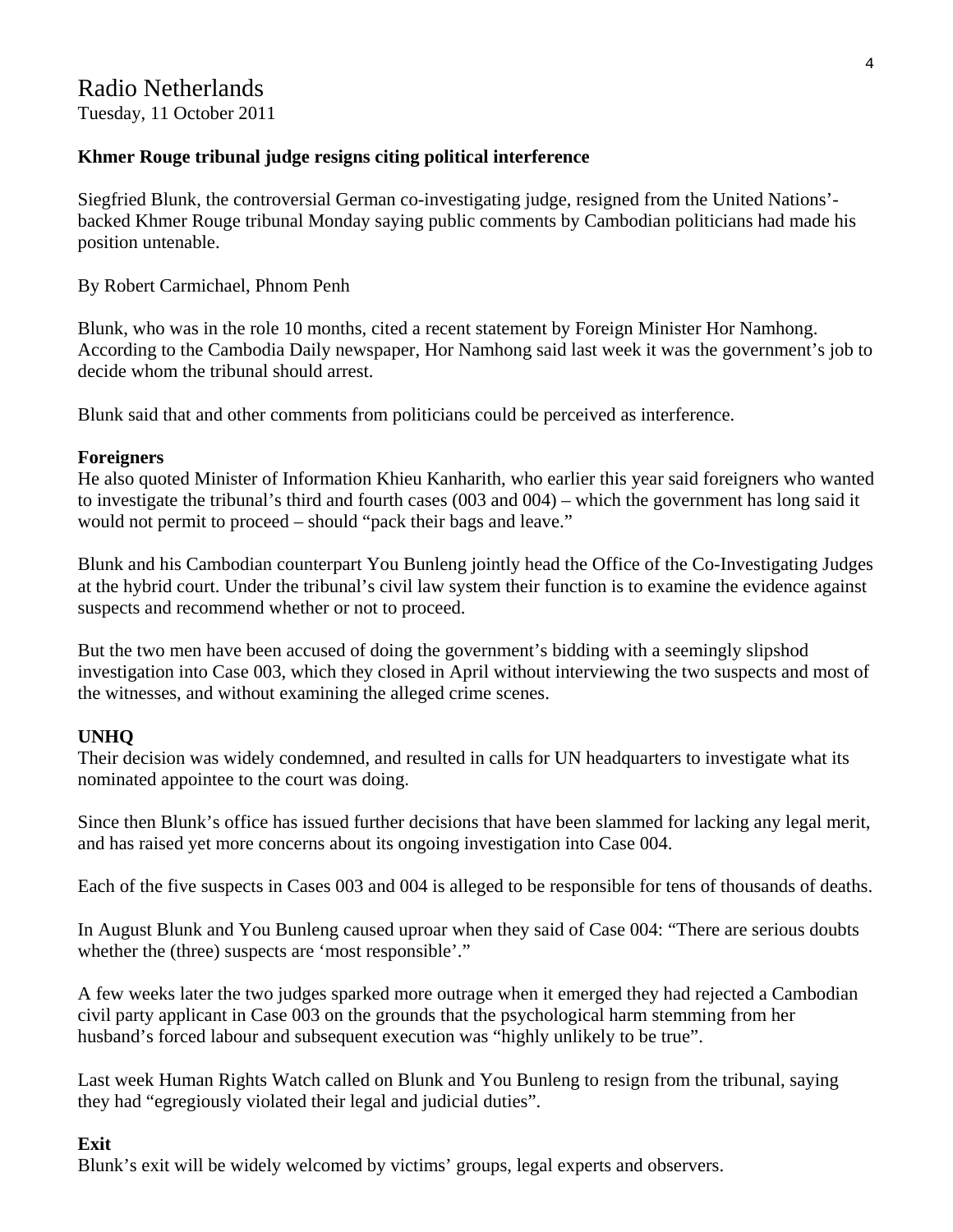# Radio Netherlands

Tuesday, 11 October 2011

**Khmer Rouge tribunal judge resigns citing political interference**

Siegfried Blunk, the controversial German co-investigating judge, resigned from the United Nations'-backed Khmer Rouge tribunal Monday saying public comments by Cambodian politicians had made his position untenable.

By Robert Carmichael, Phnom Penh

Blunk, who was in the role 10 months, cited a recent statement by Foreign Minister Hor Namhong. According to the Cambodia Daily newspaper, Hor Namhong said last week it was the government's job to decide whom the tribunal should arrest.

Blunk said that and other comments from politicians could be perceived as interference.

**Foreigners**

He also quoted Minister of Information Khieu Kanharith, who earlier this year said foreigners who wanted to investigate the tribunal's third and fourth cases (003 and 004) – which the government has long said it would not permit to proceed – should "pack their bags and leave."

Blunk and his Cambodian counterpart You Bunleng jointly head the Office of the Co-Investigating Judges at the hybrid court. Under the tribunal's civil law system their function is to examine the evidence against suspects and recommend whether or not to proceed.

But the two men have been accused of doing the government's bidding with a seemingly slipshod investigation into Case 003, which they closed in April without interviewing the two suspects and most of the witnesses, and without examining the alleged crime scenes.

**UNHQ**

Their decision was widely condemned, and resulted in calls for UN headquarters to investigate what its nominated appointee to the court was doing.

Since then Blunk's office has issued further decisions that have been slammed for lacking any legal merit, and has raised yet more concerns about its ongoing investigation into Case 004.

Each of the five suspects in Cases 003 and 004 is alleged to be responsible for tens of thousands of deaths.

In August Blunk and You Bunleng caused uproar when they said of Case 004: "There are serious doubts whether the (three) suspects are 'most responsible'."

A few weeks later the two judges sparked more outrage when it emerged they had rejected a Cambodian civil party applicant in Case 003 on the grounds that the psychological harm stemming from her husband's forced labour and subsequent execution was "highly unlikely to be true".

Last week Human Rights Watch called on Blunk and You Bunleng to resign from the tribunal, saying they had "egregiously violated their legal and judicial duties".

**Exit**

Blunk's exit will be widely welcomed by victims' groups, legal experts and observers.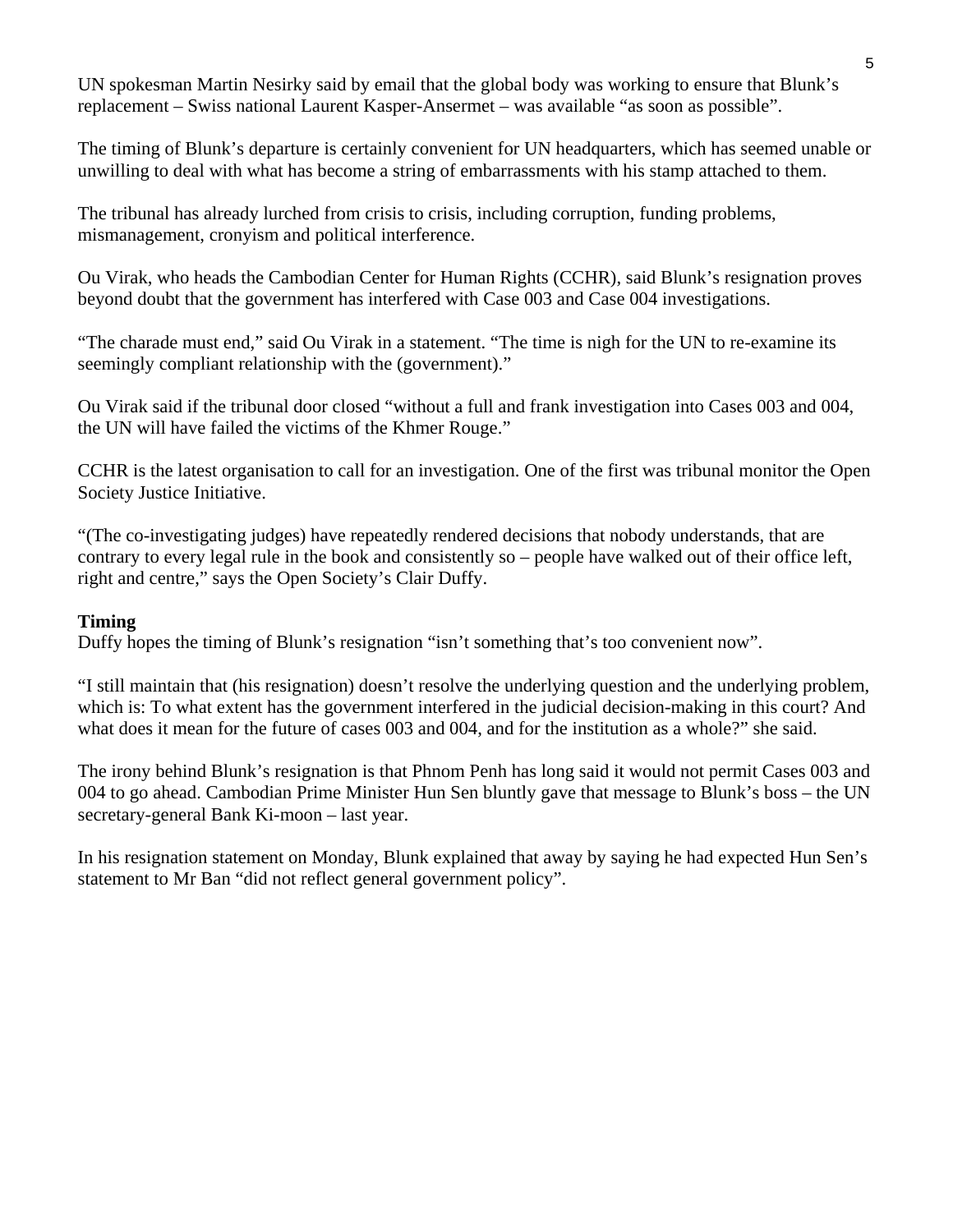UN spokesman Martin Nesirky said by email that the global body was working to ensure that Blunk's replacement – Swiss national Laurent Kasper-Ansermet – was available "as soon as possible".

The timing of Blunk's departure is certainly convenient for UN headquarters, which has seemed unable or unwilling to deal with what has become a string of embarrassments with his stamp attached to them.

The tribunal has already lurched from crisis to crisis, including corruption, funding problems, mismanagement, cronyism and political interference.

Ou Virak, who heads the Cambodian Center for Human Rights (CCHR), said Blunk's resignation proves beyond doubt that the government has interfered with Case 003 and Case 004 investigations.

"The charade must end," said Ou Virak in a statement. "The time is nigh for the UN to re-examine its seemingly compliant relationship with the (government)."

Ou Virak said if the tribunal door closed "without a full and frank investigation into Cases 003 and 004, the UN will have failed the victims of the Khmer Rouge."

CCHR is the latest organisation to call for an investigation. One of the first was tribunal monitor the Open Society Justice Initiative.

"(The co-investigating judges) have repeatedly rendered decisions that nobody understands, that are contrary to every legal rule in the book and consistently so – people have walked out of their office left, right and centre," says the Open Society's Clair Duffy.

**Timing**

Duffy hopes the timing of Blunk's resignation "isn't something that's too convenient now".

"I still maintain that (his resignation) doesn't resolve the underlying question and the underlying problem, which is: To what extent has the government interfered in the judicial decision-making in this court? And what does it mean for the future of cases 003 and 004, and for the institution as a whole?" she said.

The irony behind Blunk's resignation is that Phnom Penh has long said it would not permit Cases 003 and 004 to go ahead. Cambodian Prime Minister Hun Sen bluntly gave that message to Blunk's boss – the UN secretary-general Bank Ki-moon – last year.

In his resignation statement on Monday, Blunk explained that away by saying he had expected Hun Sen's statement to Mr Ban "did not reflect general government policy".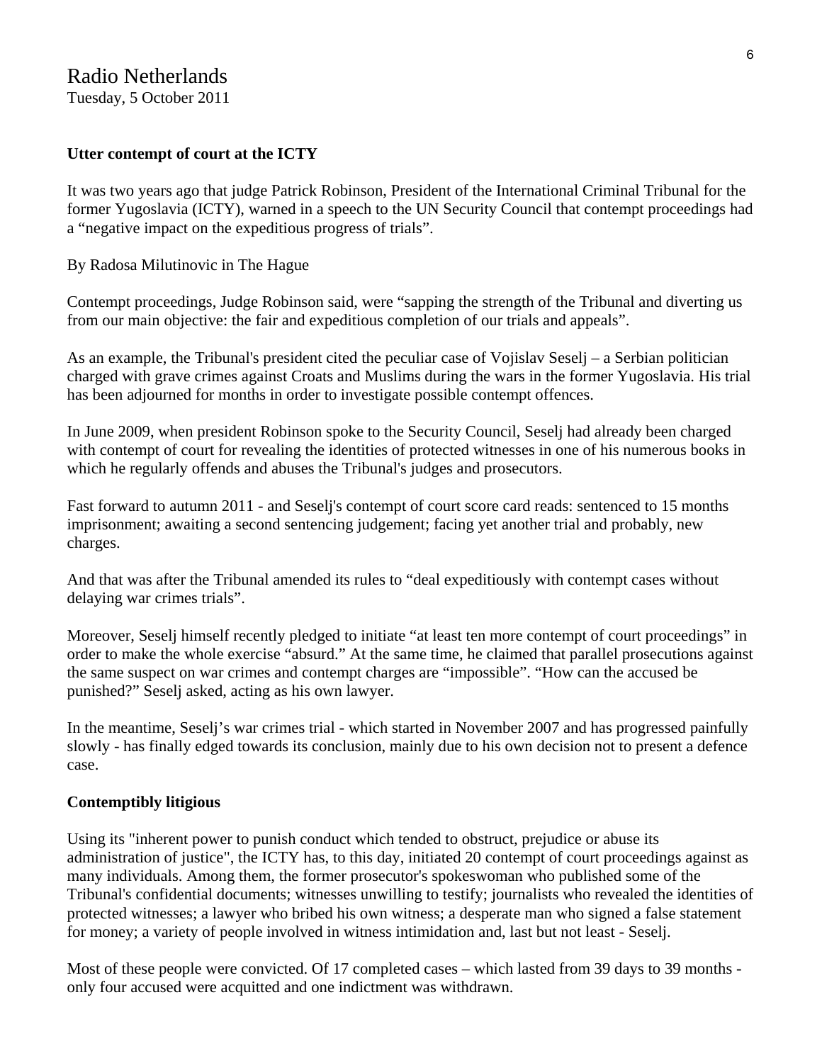Radio Netherlands
Tuesday, 5 October 2011

**Utter contempt of court at the ICTY**

It was two years ago that judge Patrick Robinson, President of the International Criminal Tribunal for the former Yugoslavia (ICTY), warned in a speech to the UN Security Council that contempt proceedings had a "negative impact on the expeditious progress of trials".

By Radosa Milutinovic in The Hague

Contempt proceedings, Judge Robinson said, were "sapping the strength of the Tribunal and diverting us from our main objective: the fair and expeditious completion of our trials and appeals".

As an example, the Tribunal's president cited the peculiar case of Vojislav Seselj – a Serbian politician charged with grave crimes against Croats and Muslims during the wars in the former Yugoslavia. His trial has been adjourned for months in order to investigate possible contempt offences.

In June 2009, when president Robinson spoke to the Security Council, Seselj had already been charged with contempt of court for revealing the identities of protected witnesses in one of his numerous books in which he regularly offends and abuses the Tribunal's judges and prosecutors.

Fast forward to autumn 2011 - and Seselj's contempt of court score card reads: sentenced to 15 months imprisonment; awaiting a second sentencing judgement; facing yet another trial and probably, new charges.

And that was after the Tribunal amended its rules to "deal expeditiously with contempt cases without delaying war crimes trials".

Moreover, Seselj himself recently pledged to initiate "at least ten more contempt of court proceedings" in order to make the whole exercise "absurd." At the same time, he claimed that parallel prosecutions against the same suspect on war crimes and contempt charges are "impossible". "How can the accused be punished?" Seselj asked, acting as his own lawyer.

In the meantime, Seselj's war crimes trial - which started in November 2007 and has progressed painfully slowly - has finally edged towards its conclusion, mainly due to his own decision not to present a defence case.

**Contemptibly litigious**

Using its "inherent power to punish conduct which tended to obstruct, prejudice or abuse its administration of justice", the ICTY has, to this day, initiated 20 contempt of court proceedings against as many individuals. Among them, the former prosecutor's spokeswoman who published some of the Tribunal's confidential documents; witnesses unwilling to testify; journalists who revealed the identities of protected witnesses; a lawyer who bribed his own witness; a desperate man who signed a false statement for money; a variety of people involved in witness intimidation and, last but not least - Seselj.

Most of these people were convicted. Of 17 completed cases – which lasted from 39 days to 39 months - only four accused were acquitted and one indictment was withdrawn.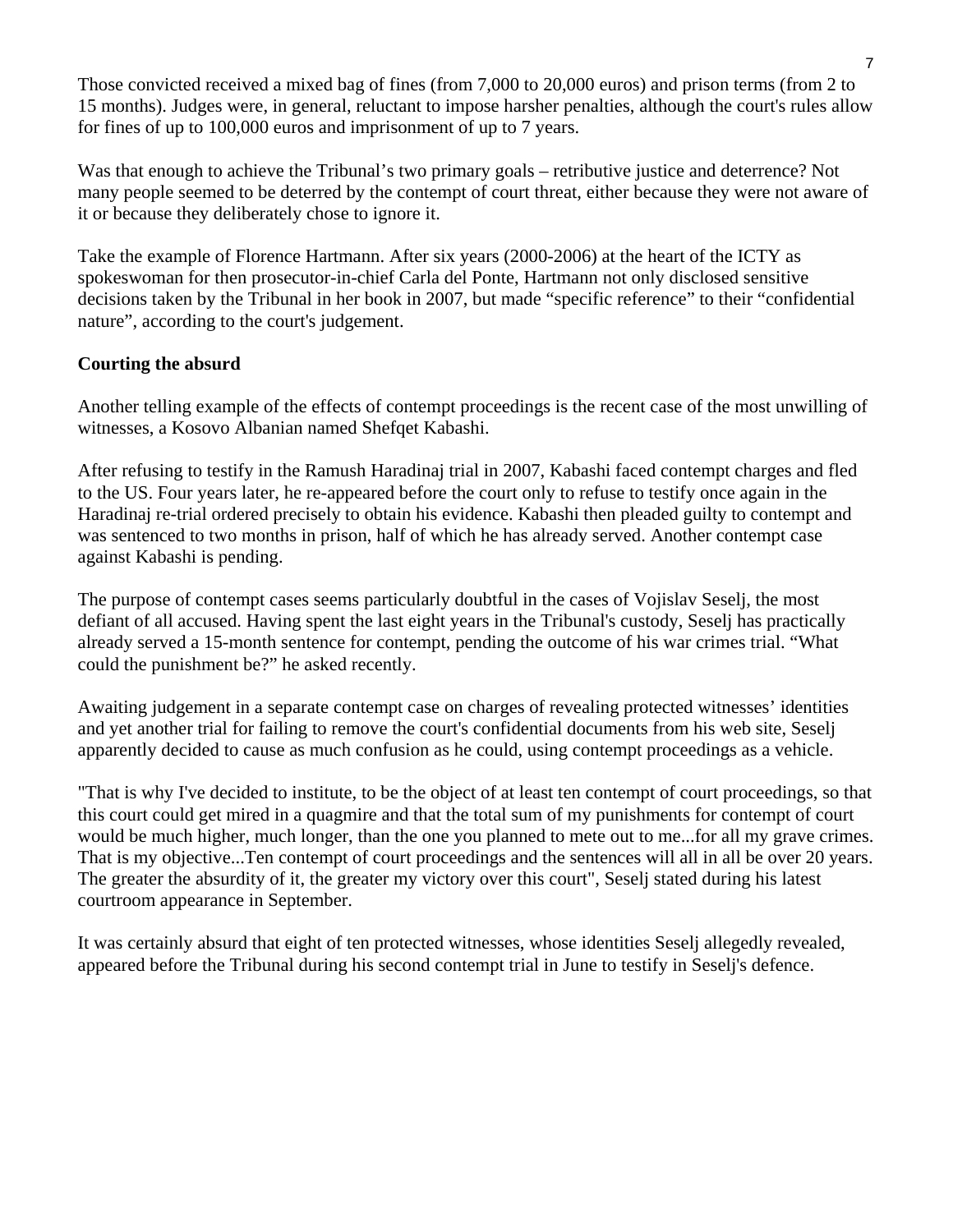Those convicted received a mixed bag of fines (from 7,000 to 20,000 euros) and prison terms (from 2 to 15 months). Judges were, in general, reluctant to impose harsher penalties, although the court's rules allow for fines of up to 100,000 euros and imprisonment of up to 7 years.

Was that enough to achieve the Tribunal’s two primary goals – retributive justice and deterrence? Not many people seemed to be deterred by the contempt of court threat, either because they were not aware of it or because they deliberately chose to ignore it.

Take the example of Florence Hartmann. After six years (2000-2006) at the heart of the ICTY as spokeswoman for then prosecutor-in-chief Carla del Ponte, Hartmann not only disclosed sensitive decisions taken by the Tribunal in her book in 2007, but made “specific reference” to their “confidential nature”, according to the court's judgement.

**Courting the absurd**

Another telling example of the effects of contempt proceedings is the recent case of the most unwilling of witnesses, a Kosovo Albanian named Shefqet Kabashi.

After refusing to testify in the Ramush Haradinaj trial in 2007, Kabashi faced contempt charges and fled to the US. Four years later, he re-appeared before the court only to refuse to testify once again in the Haradinaj re-trial ordered precisely to obtain his evidence. Kabashi then pleaded guilty to contempt and was sentenced to two months in prison, half of which he has already served. Another contempt case against Kabashi is pending.

The purpose of contempt cases seems particularly doubtful in the cases of Vojislav Seselj, the most defiant of all accused. Having spent the last eight years in the Tribunal's custody, Seselj has practically already served a 15-month sentence for contempt, pending the outcome of his war crimes trial. “What could the punishment be?” he asked recently.

Awaiting judgement in a separate contempt case on charges of revealing protected witnesses’ identities and yet another trial for failing to remove the court's confidential documents from his web site, Seselj apparently decided to cause as much confusion as he could, using contempt proceedings as a vehicle.

"That is why I've decided to institute, to be the object of at least ten contempt of court proceedings, so that this court could get mired in a quagmire and that the total sum of my punishments for contempt of court would be much higher, much longer, than the one you planned to mete out to me...for all my grave crimes. That is my objective...Ten contempt of court proceedings and the sentences will all in all be over 20 years. The greater the absurdity of it, the greater my victory over this court", Seselj stated during his latest courtroom appearance in September.

It was certainly absurd that eight of ten protected witnesses, whose identities Seselj allegedly revealed, appeared before the Tribunal during his second contempt trial in June to testify in Seselj's defence.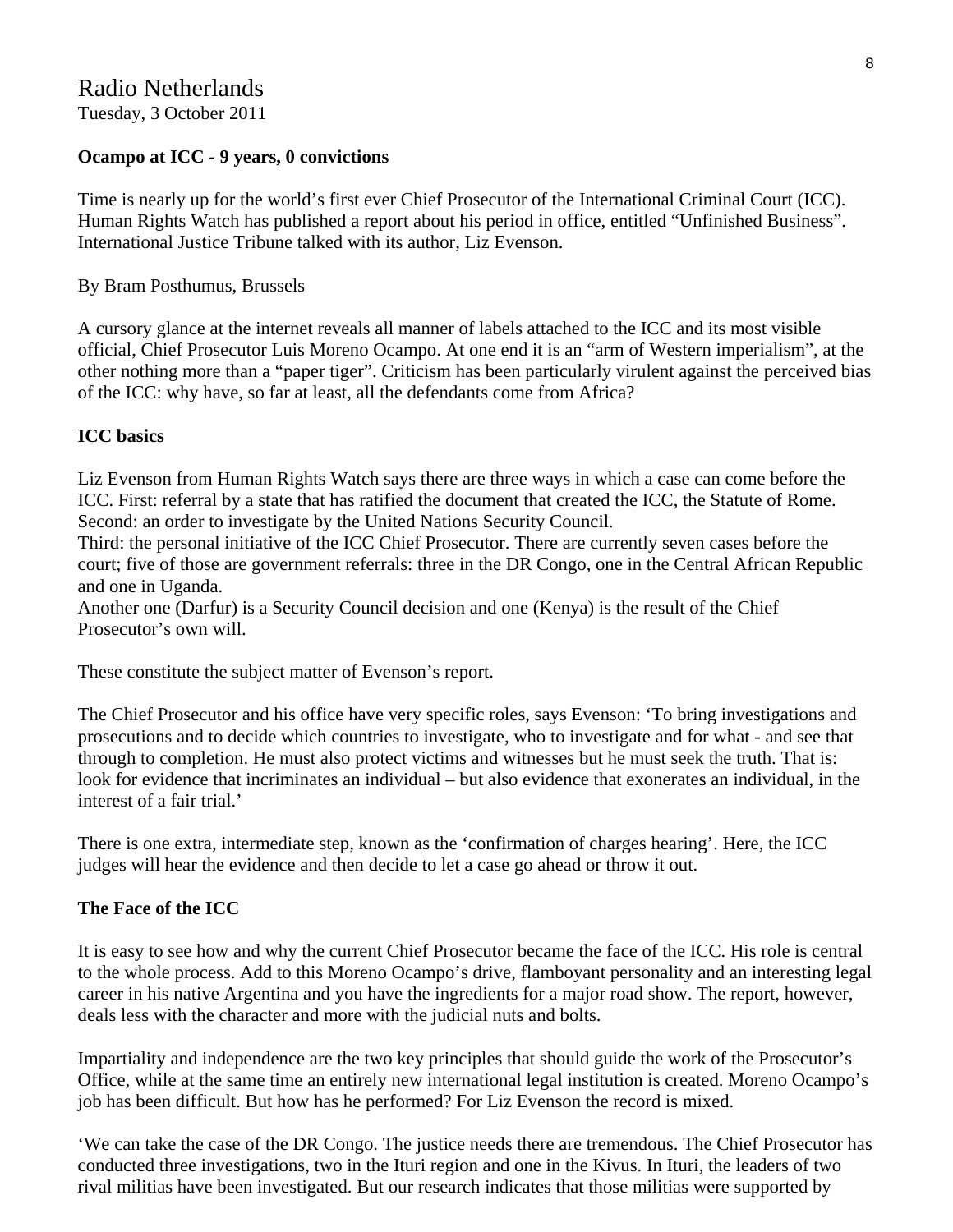Radio Netherlands
Tuesday, 3 October 2011

**Ocampo at ICC - 9 years, 0 convictions**

Time is nearly up for the world's first ever Chief Prosecutor of the International Criminal Court (ICC). Human Rights Watch has published a report about his period in office, entitled "Unfinished Business". International Justice Tribune talked with its author, Liz Evenson.

By Bram Posthumus, Brussels

A cursory glance at the internet reveals all manner of labels attached to the ICC and its most visible official, Chief Prosecutor Luis Moreno Ocampo. At one end it is an "arm of Western imperialism", at the other nothing more than a "paper tiger". Criticism has been particularly virulent against the perceived bias of the ICC: why have, so far at least, all the defendants come from Africa?

**ICC basics**

Liz Evenson from Human Rights Watch says there are three ways in which a case can come before the ICC. First: referral by a state that has ratified the document that created the ICC, the Statute of Rome. Second: an order to investigate by the United Nations Security Council.
Third: the personal initiative of the ICC Chief Prosecutor. There are currently seven cases before the court; five of those are government referrals: three in the DR Congo, one in the Central African Republic and one in Uganda.
Another one (Darfur) is a Security Council decision and one (Kenya) is the result of the Chief Prosecutor's own will.

These constitute the subject matter of Evenson's report.

The Chief Prosecutor and his office have very specific roles, says Evenson: 'To bring investigations and prosecutions and to decide which countries to investigate, who to investigate and for what - and see that through to completion. He must also protect victims and witnesses but he must seek the truth. That is: look for evidence that incriminates an individual – but also evidence that exonerates an individual, in the interest of a fair trial.'

There is one extra, intermediate step, known as the 'confirmation of charges hearing'. Here, the ICC judges will hear the evidence and then decide to let a case go ahead or throw it out.

**The Face of the ICC**

It is easy to see how and why the current Chief Prosecutor became the face of the ICC. His role is central to the whole process. Add to this Moreno Ocampo's drive, flamboyant personality and an interesting legal career in his native Argentina and you have the ingredients for a major road show. The report, however, deals less with the character and more with the judicial nuts and bolts.

Impartiality and independence are the two key principles that should guide the work of the Prosecutor's Office, while at the same time an entirely new international legal institution is created. Moreno Ocampo's job has been difficult. But how has he performed? For Liz Evenson the record is mixed.

'We can take the case of the DR Congo. The justice needs there are tremendous. The Chief Prosecutor has conducted three investigations, two in the Ituri region and one in the Kivus. In Ituri, the leaders of two rival militias have been investigated. But our research indicates that those militias were supported by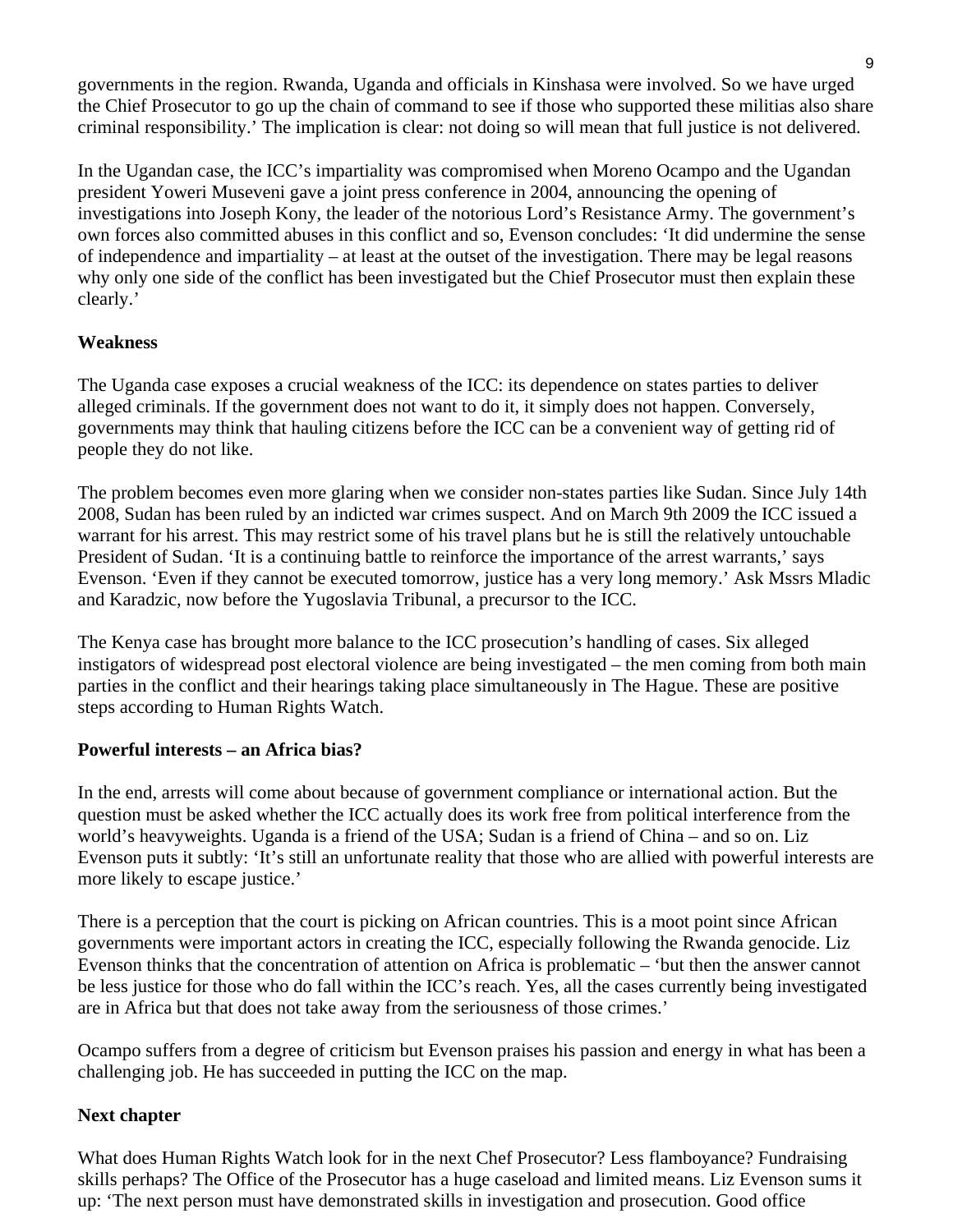governments in the region. Rwanda, Uganda and officials in Kinshasa were involved. So we have urged the Chief Prosecutor to go up the chain of command to see if those who supported these militias also share criminal responsibility.' The implication is clear: not doing so will mean that full justice is not delivered.

In the Ugandan case, the ICC's impartiality was compromised when Moreno Ocampo and the Ugandan president Yoweri Museveni gave a joint press conference in 2004, announcing the opening of investigations into Joseph Kony, the leader of the notorious Lord's Resistance Army. The government's own forces also committed abuses in this conflict and so, Evenson concludes: 'It did undermine the sense of independence and impartiality – at least at the outset of the investigation. There may be legal reasons why only one side of the conflict has been investigated but the Chief Prosecutor must then explain these clearly.'

**Weakness**

The Uganda case exposes a crucial weakness of the ICC: its dependence on states parties to deliver alleged criminals. If the government does not want to do it, it simply does not happen. Conversely, governments may think that hauling citizens before the ICC can be a convenient way of getting rid of people they do not like.

The problem becomes even more glaring when we consider non-states parties like Sudan. Since July 14th 2008, Sudan has been ruled by an indicted war crimes suspect. And on March 9th 2009 the ICC issued a warrant for his arrest. This may restrict some of his travel plans but he is still the relatively untouchable President of Sudan. 'It is a continuing battle to reinforce the importance of the arrest warrants,' says Evenson. 'Even if they cannot be executed tomorrow, justice has a very long memory.' Ask Mssrs Mladic and Karadzic, now before the Yugoslavia Tribunal, a precursor to the ICC.

The Kenya case has brought more balance to the ICC prosecution's handling of cases. Six alleged instigators of widespread post electoral violence are being investigated – the men coming from both main parties in the conflict and their hearings taking place simultaneously in The Hague. These are positive steps according to Human Rights Watch.

**Powerful interests – an Africa bias?**

In the end, arrests will come about because of government compliance or international action. But the question must be asked whether the ICC actually does its work free from political interference from the world's heavyweights. Uganda is a friend of the USA; Sudan is a friend of China – and so on. Liz Evenson puts it subtly: 'It's still an unfortunate reality that those who are allied with powerful interests are more likely to escape justice.'

There is a perception that the court is picking on African countries. This is a moot point since African governments were important actors in creating the ICC, especially following the Rwanda genocide. Liz Evenson thinks that the concentration of attention on Africa is problematic – 'but then the answer cannot be less justice for those who do fall within the ICC's reach. Yes, all the cases currently being investigated are in Africa but that does not take away from the seriousness of those crimes.'

Ocampo suffers from a degree of criticism but Evenson praises his passion and energy in what has been a challenging job. He has succeeded in putting the ICC on the map.

**Next chapter**

What does Human Rights Watch look for in the next Chef Prosecutor? Less flamboyance? Fundraising skills perhaps? The Office of the Prosecutor has a huge caseload and limited means. Liz Evenson sums it up: 'The next person must have demonstrated skills in investigation and prosecution. Good office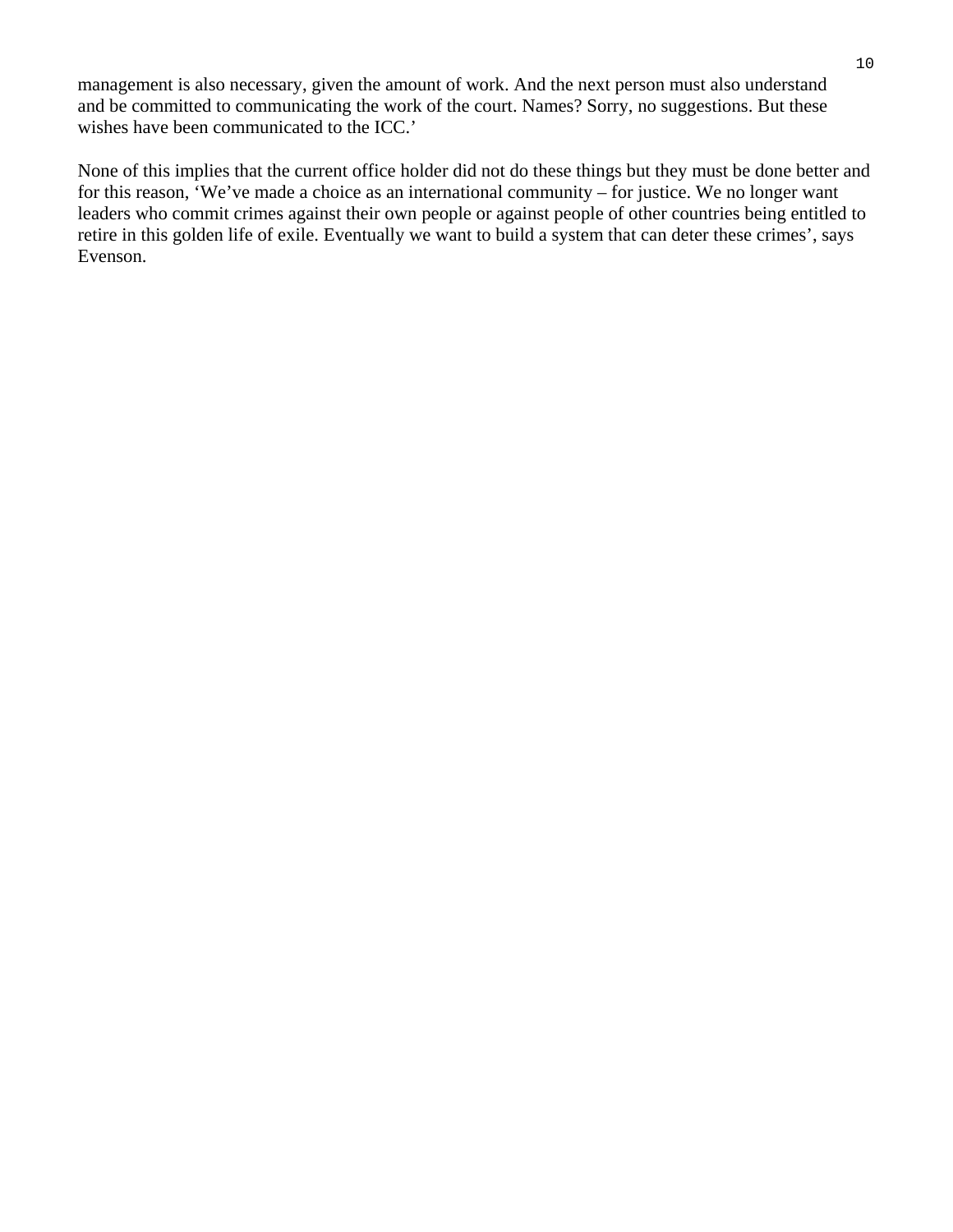management is also necessary, given the amount of work. And the next person must also understand and be committed to communicating the work of the court. Names? Sorry, no suggestions. But these wishes have been communicated to the ICC.'

None of this implies that the current office holder did not do these things but they must be done better and for this reason, 'We've made a choice as an international community – for justice. We no longer want leaders who commit crimes against their own people or against people of other countries being entitled to retire in this golden life of exile. Eventually we want to build a system that can deter these crimes', says Evenson.